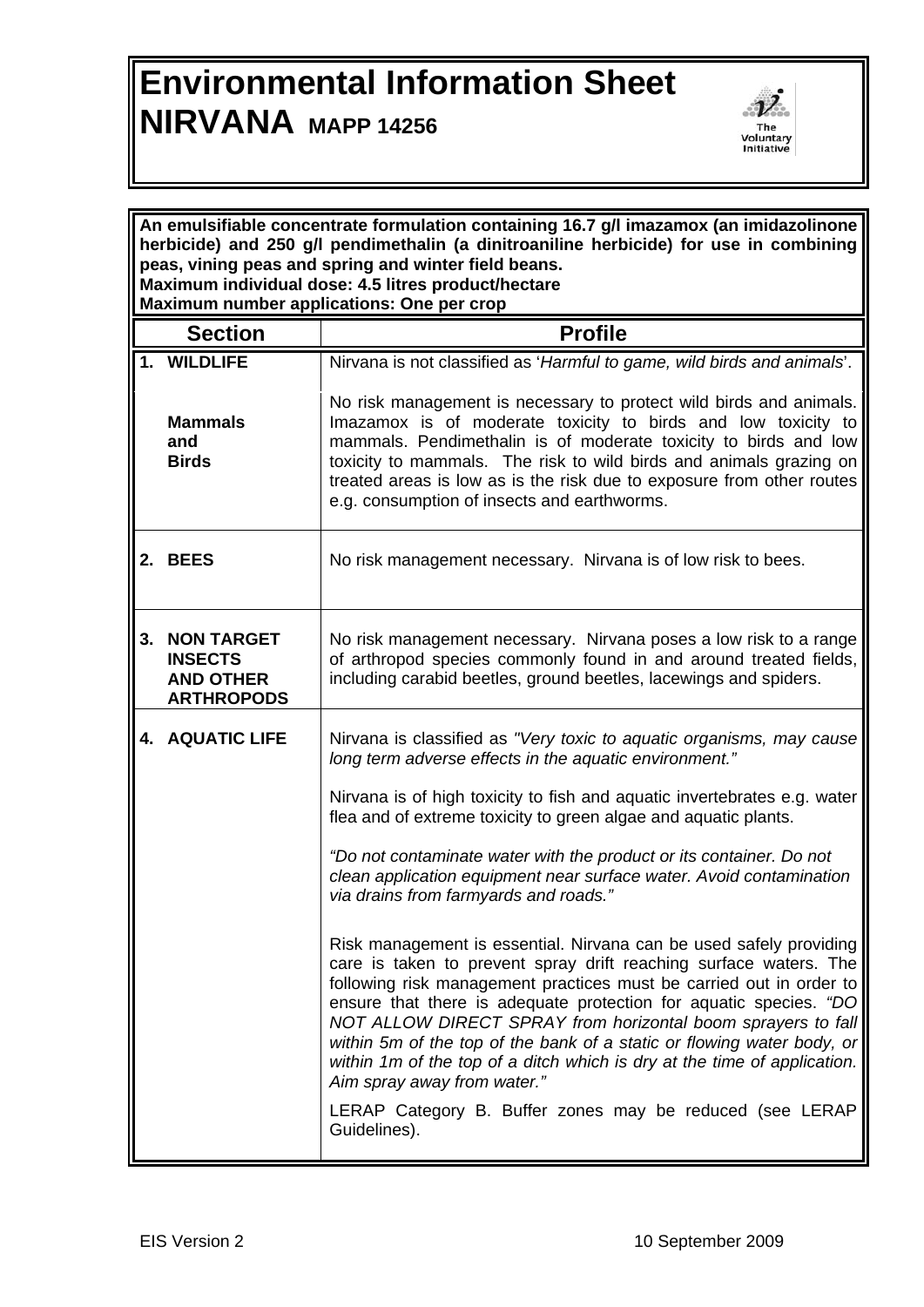# Environmental Information Sheet

# NIRVANA MAPP 14256

The Voluntary Initiative

**An emulsifiable concentrate formulation containing 16.7 g/l imazamox (an imidazolinone herbicide) and 250 g/l pendimethalin (a dinitroaniline herbicide) for use in combining peas, vining peas and spring and winter field beans.**
**Maximum individual dose: 4.5 litres product/hectare**
**Maximum number applications: One per crop**

| Section | Profile |
|---|---|
| **1. WILDLIFE**<br><br>**Mammals and Birds** | Nirvana is not classified as '*Harmful to game, wild birds and animals*'.<br><br>No risk management is necessary to protect wild birds and animals. Imazamox is of moderate toxicity to birds and low toxicity to mammals. Pendimethalin is of moderate toxicity to birds and low toxicity to mammals. The risk to wild birds and animals grazing on treated areas is low as is the risk due to exposure from other routes e.g. consumption of insects and earthworms. |
| **2. BEES** | No risk management necessary. Nirvana is of low risk to bees. |
| **3. NON TARGET INSECTS AND OTHER ARTHROPODS** | No risk management necessary. Nirvana poses a low risk to a range of arthropod species commonly found in and around treated fields, including carabid beetles, ground beetles, lacewings and spiders. |
| **4. AQUATIC LIFE** | Nirvana is classified as *"Very toxic to aquatic organisms, may cause long term adverse effects in the aquatic environment."*<br><br>Nirvana is of high toxicity to fish and aquatic invertebrates e.g. water flea and of extreme toxicity to green algae and aquatic plants.<br><br>*"Do not contaminate water with the product or its container. Do not clean application equipment near surface water. Avoid contamination via drains from farmyards and roads."*<br><br>Risk management is essential. Nirvana can be used safely providing care is taken to prevent spray drift reaching surface waters. The following risk management practices must be carried out in order to ensure that there is adequate protection for aquatic species. *"DO NOT ALLOW DIRECT SPRAY from horizontal boom sprayers to fall within 5m of the top of the bank of a static or flowing water body, or within 1m of the top of a ditch which is dry at the time of application. Aim spray away from water."*<br><br>LERAP Category B. Buffer zones may be reduced (see LERAP Guidelines). |

EIS Version 2 10 September 2009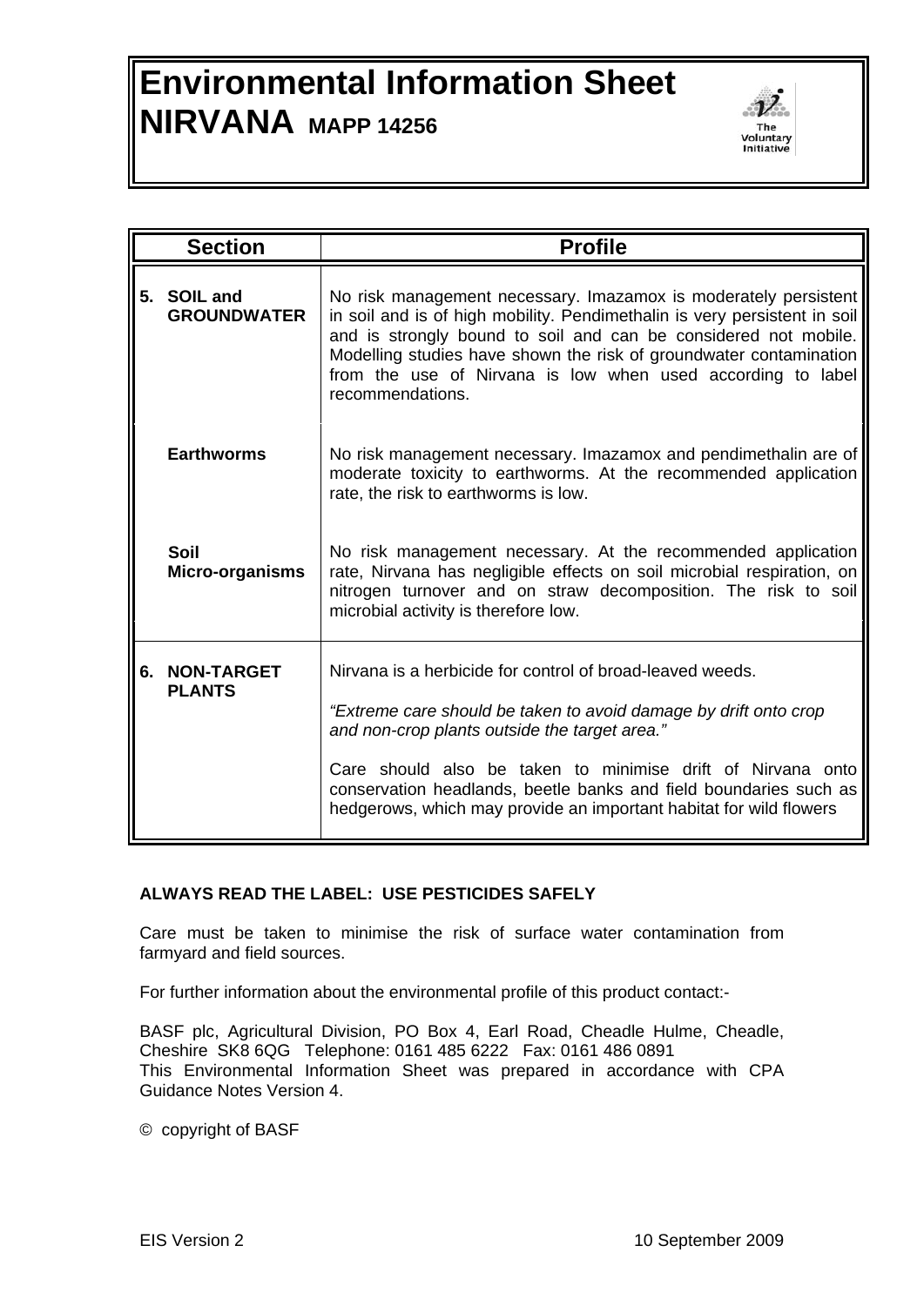# Environmental Information Sheet
# NIRVANA MAPP 14256

| Section | Profile |
|---|---|
| **5. SOIL and GROUNDWATER** | No risk management necessary. Imazamox is moderately persistent in soil and is of high mobility. Pendimethalin is very persistent in soil and is strongly bound to soil and can be considered not mobile. Modelling studies have shown the risk of groundwater contamination from the use of Nirvana is low when used according to label recommendations. |
| **Earthworms** | No risk management necessary. Imazamox and pendimethalin are of moderate toxicity to earthworms. At the recommended application rate, the risk to earthworms is low. |
| **Soil Micro-organisms** | No risk management necessary. At the recommended application rate, Nirvana has negligible effects on soil microbial respiration, on nitrogen turnover and on straw decomposition. The risk to soil microbial activity is therefore low. |
| **6. NON-TARGET PLANTS** | Nirvana is a herbicide for control of broad-leaved weeds.<br><br>*"Extreme care should be taken to avoid damage by drift onto crop and non-crop plants outside the target area."*<br><br>Care should also be taken to minimise drift of Nirvana onto conservation headlands, beetle banks and field boundaries such as hedgerows, which may provide an important habitat for wild flowers |

**ALWAYS READ THE LABEL: USE PESTICIDES SAFELY**

Care must be taken to minimise the risk of surface water contamination from farmyard and field sources.

For further information about the environmental profile of this product contact:-

BASF plc, Agricultural Division, PO Box 4, Earl Road, Cheadle Hulme, Cheadle, Cheshire SK8 6QG Telephone: 0161 485 6222 Fax: 0161 486 0891
This Environmental Information Sheet was prepared in accordance with CPA Guidance Notes Version 4.

© copyright of BASF

EIS Version 2 10 September 2009